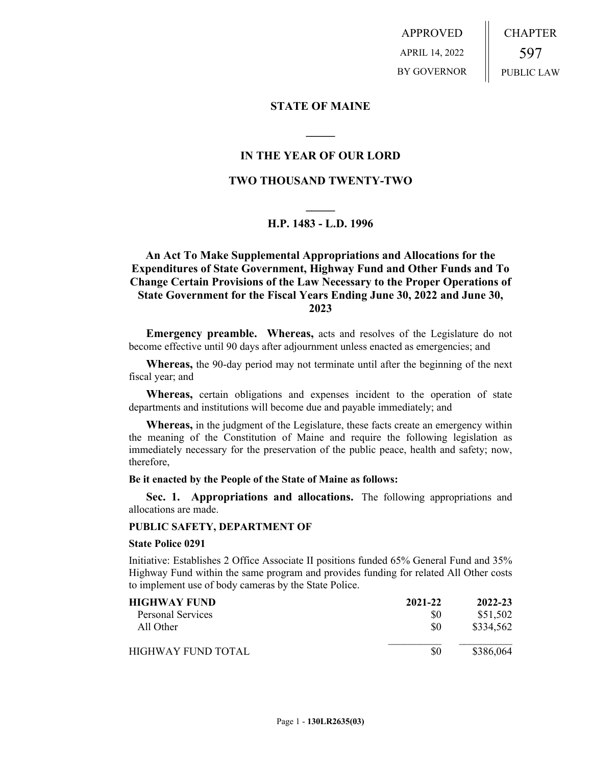| APPROVED | CHAPTER |
| --- | --- |
| APRIL 14, 2022 | 597 |
| BY GOVERNOR | PUBLIC LAW |

# STATE OF MAINE

## IN THE YEAR OF OUR LORD

## TWO THOUSAND TWENTY-TWO

## H.P. 1483 - L.D. 1996

## An Act To Make Supplemental Appropriations and Allocations for the Expenditures of State Government, Highway Fund and Other Funds and To Change Certain Provisions of the Law Necessary to the Proper Operations of State Government for the Fiscal Years Ending June 30, 2022 and June 30, 2023

**Emergency preamble. Whereas,** acts and resolves of the Legislature do not become effective until 90 days after adjournment unless enacted as emergencies; and

**Whereas,** the 90-day period may not terminate until after the beginning of the next fiscal year; and

**Whereas,** certain obligations and expenses incident to the operation of state departments and institutions will become due and payable immediately; and

**Whereas,** in the judgment of the Legislature, these facts create an emergency within the meaning of the Constitution of Maine and require the following legislation as immediately necessary for the preservation of the public peace, health and safety; now, therefore,

**Be it enacted by the People of the State of Maine as follows:**

**Sec. 1. Appropriations and allocations.** The following appropriations and allocations are made.

**PUBLIC SAFETY, DEPARTMENT OF**

**State Police 0291**

Initiative: Establishes 2 Office Associate II positions funded 65% General Fund and 35% Highway Fund within the same program and provides funding for related All Other costs to implement use of body cameras by the State Police.

| **HIGHWAY FUND** | **2021-22** | **2022-23** |
| --- | --- | --- |
| Personal Services | $0 | $51,502 |
| All Other | $0 | $334,562 |
| HIGHWAY FUND TOTAL | $0 | $386,064 |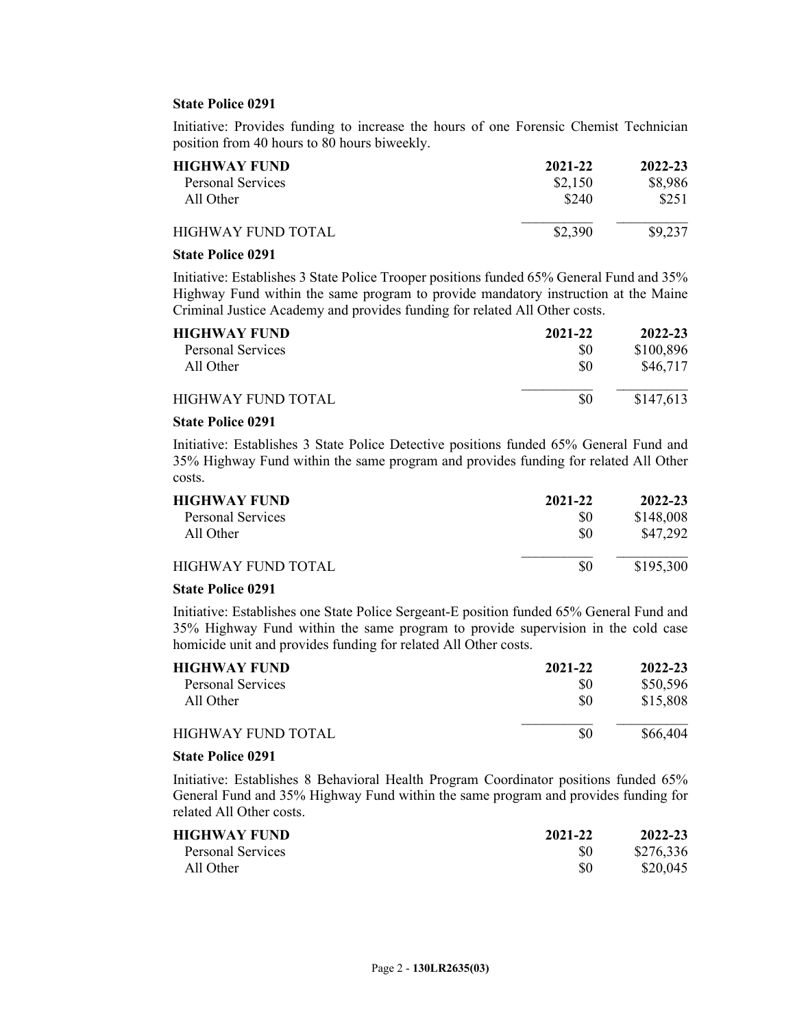**State Police 0291**

Initiative: Provides funding to increase the hours of one Forensic Chemist Technician position from 40 hours to 80 hours biweekly.

| **HIGHWAY FUND** | **2021-22** | **2022-23** |
|---|---|---|
| Personal Services | $2,150 | $8,986 |
| All Other | $240 | $251 |
| HIGHWAY FUND TOTAL | $2,390 | $9,237 |

**State Police 0291**

Initiative: Establishes 3 State Police Trooper positions funded 65% General Fund and 35% Highway Fund within the same program to provide mandatory instruction at the Maine Criminal Justice Academy and provides funding for related All Other costs.

| **HIGHWAY FUND** | **2021-22** | **2022-23** |
|---|---|---|
| Personal Services | $0 | $100,896 |
| All Other | $0 | $46,717 |
| HIGHWAY FUND TOTAL | $0 | $147,613 |

**State Police 0291**

Initiative: Establishes 3 State Police Detective positions funded 65% General Fund and 35% Highway Fund within the same program and provides funding for related All Other costs.

| **HIGHWAY FUND** | **2021-22** | **2022-23** |
|---|---|---|
| Personal Services | $0 | $148,008 |
| All Other | $0 | $47,292 |
| HIGHWAY FUND TOTAL | $0 | $195,300 |

**State Police 0291**

Initiative: Establishes one State Police Sergeant-E position funded 65% General Fund and 35% Highway Fund within the same program to provide supervision in the cold case homicide unit and provides funding for related All Other costs.

| **HIGHWAY FUND** | **2021-22** | **2022-23** |
|---|---|---|
| Personal Services | $0 | $50,596 |
| All Other | $0 | $15,808 |
| HIGHWAY FUND TOTAL | $0 | $66,404 |

**State Police 0291**

Initiative: Establishes 8 Behavioral Health Program Coordinator positions funded 65% General Fund and 35% Highway Fund within the same program and provides funding for related All Other costs.

| **HIGHWAY FUND** | **2021-22** | **2022-23** |
|---|---|---|
| Personal Services | $0 | $276,336 |
| All Other | $0 | $20,045 |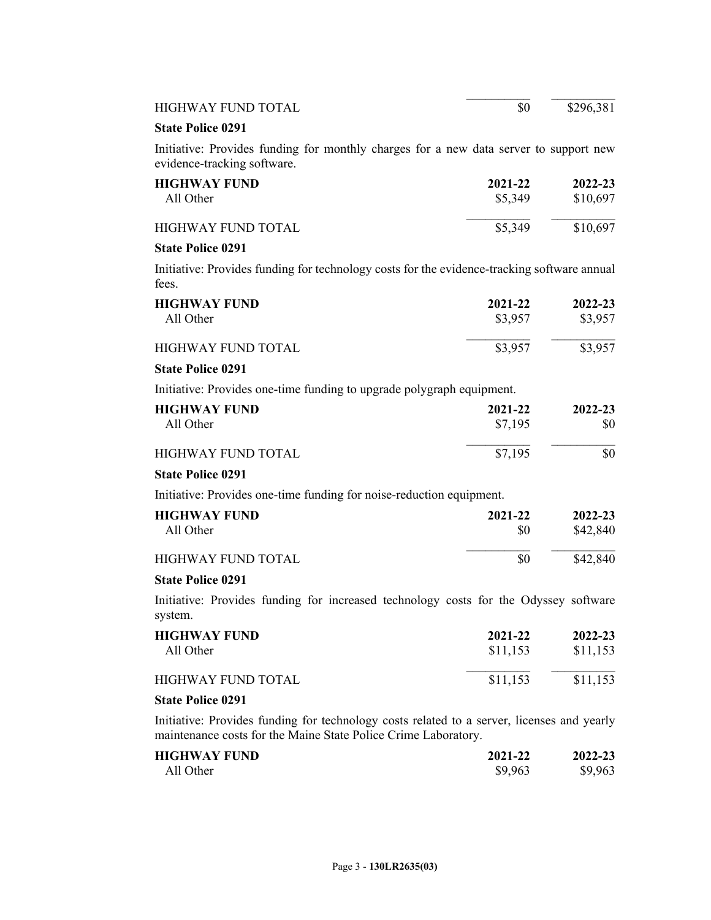| | | |
|---|---|---|
| HIGHWAY FUND TOTAL | $0 | $296,381 |

**State Police 0291**

Initiative: Provides funding for monthly charges for a new data server to support new evidence-tracking software.

| HIGHWAY FUND | 2021-22 | 2022-23 |
|---|---|---|
| All Other | $5,349 | $10,697 |
| HIGHWAY FUND TOTAL | $5,349 | $10,697 |

**State Police 0291**

Initiative: Provides funding for technology costs for the evidence-tracking software annual fees.

| HIGHWAY FUND | 2021-22 | 2022-23 |
|---|---|---|
| All Other | $3,957 | $3,957 |
| HIGHWAY FUND TOTAL | $3,957 | $3,957 |

**State Police 0291**

Initiative: Provides one-time funding to upgrade polygraph equipment.

| HIGHWAY FUND | 2021-22 | 2022-23 |
|---|---|---|
| All Other | $7,195 | $0 |
| HIGHWAY FUND TOTAL | $7,195 | $0 |

**State Police 0291**

Initiative: Provides one-time funding for noise-reduction equipment.

| HIGHWAY FUND | 2021-22 | 2022-23 |
|---|---|---|
| All Other | $0 | $42,840 |
| HIGHWAY FUND TOTAL | $0 | $42,840 |

**State Police 0291**

Initiative: Provides funding for increased technology costs for the Odyssey software system.

| HIGHWAY FUND | 2021-22 | 2022-23 |
|---|---|---|
| All Other | $11,153 | $11,153 |
| HIGHWAY FUND TOTAL | $11,153 | $11,153 |

**State Police 0291**

Initiative: Provides funding for technology costs related to a server, licenses and yearly maintenance costs for the Maine State Police Crime Laboratory.

| HIGHWAY FUND | 2021-22 | 2022-23 |
|---|---|---|
| All Other | $9,963 | $9,963 |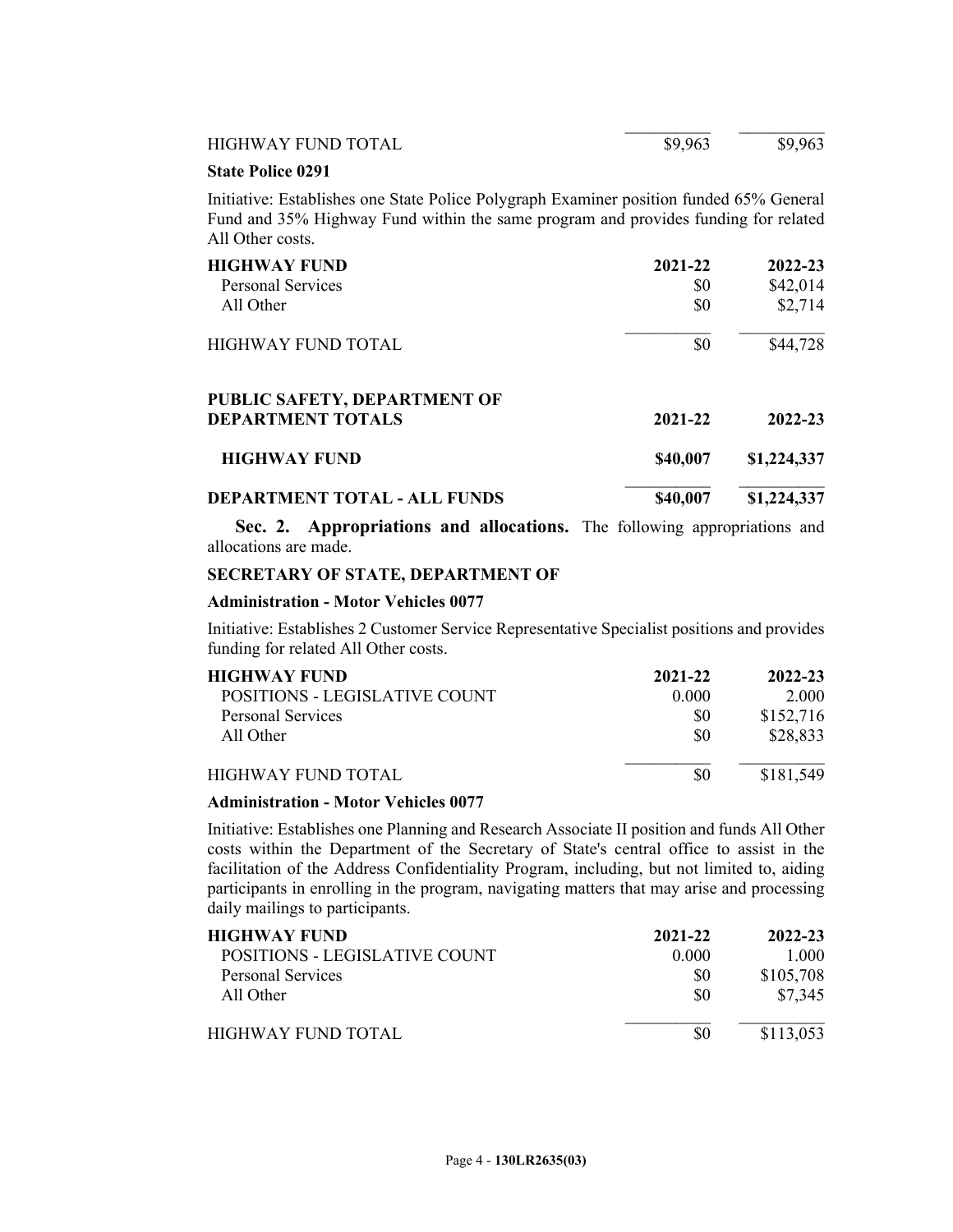| | | |
|---|---|---|
| HIGHWAY FUND TOTAL | $9,963 | $9,963 |

**State Police 0291**

Initiative: Establishes one State Police Polygraph Examiner position funded 65% General Fund and 35% Highway Fund within the same program and provides funding for related All Other costs.

| HIGHWAY FUND | 2021-22 | 2022-23 |
|---|---|---|
| Personal Services | $0 | $42,014 |
| All Other | $0 | $2,714 |
| HIGHWAY FUND TOTAL | $0 | $44,728 |

| PUBLIC SAFETY, DEPARTMENT OF DEPARTMENT TOTALS | 2021-22 | 2022-23 |
|---|---|---|
| **HIGHWAY FUND** | **$40,007** | **$1,224,337** |
| **DEPARTMENT TOTAL - ALL FUNDS** | **$40,007** | **$1,224,337** |

**Sec. 2. Appropriations and allocations.** The following appropriations and allocations are made.

**SECRETARY OF STATE, DEPARTMENT OF**

**Administration - Motor Vehicles 0077**

Initiative: Establishes 2 Customer Service Representative Specialist positions and provides funding for related All Other costs.

| HIGHWAY FUND | 2021-22 | 2022-23 |
|---|---|---|
| POSITIONS - LEGISLATIVE COUNT | 0.000 | 2.000 |
| Personal Services | $0 | $152,716 |
| All Other | $0 | $28,833 |
| HIGHWAY FUND TOTAL | $0 | $181,549 |

**Administration - Motor Vehicles 0077**

Initiative: Establishes one Planning and Research Associate II position and funds All Other costs within the Department of the Secretary of State's central office to assist in the facilitation of the Address Confidentiality Program, including, but not limited to, aiding participants in enrolling in the program, navigating matters that may arise and processing daily mailings to participants.

| HIGHWAY FUND | 2021-22 | 2022-23 |
|---|---|---|
| POSITIONS - LEGISLATIVE COUNT | 0.000 | 1.000 |
| Personal Services | $0 | $105,708 |
| All Other | $0 | $7,345 |
| HIGHWAY FUND TOTAL | $0 | $113,053 |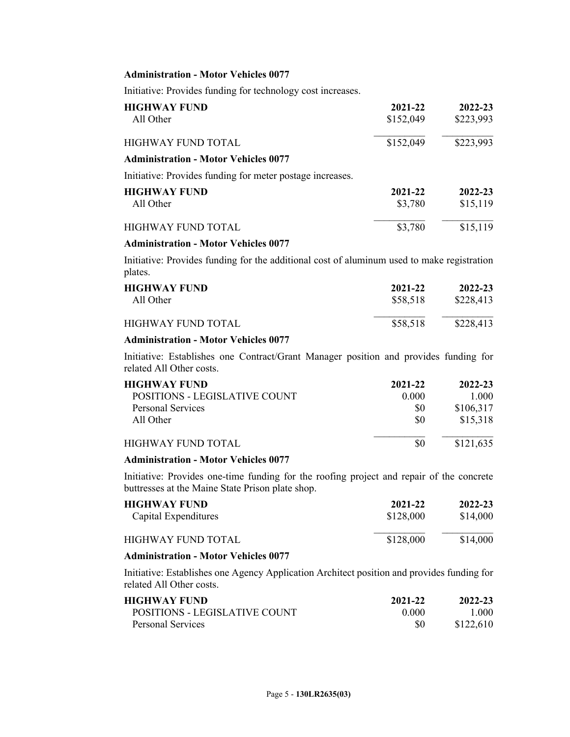**Administration - Motor Vehicles 0077**

Initiative: Provides funding for technology cost increases.

| HIGHWAY FUND | 2021-22 | 2022-23 |
|---|---|---|
| All Other | $152,049 | $223,993 |
| HIGHWAY FUND TOTAL | $152,049 | $223,993 |

**Administration - Motor Vehicles 0077**

Initiative: Provides funding for meter postage increases.

| HIGHWAY FUND | 2021-22 | 2022-23 |
|---|---|---|
| All Other | $3,780 | $15,119 |
| HIGHWAY FUND TOTAL | $3,780 | $15,119 |

**Administration - Motor Vehicles 0077**

Initiative: Provides funding for the additional cost of aluminum used to make registration plates.

| HIGHWAY FUND | 2021-22 | 2022-23 |
|---|---|---|
| All Other | $58,518 | $228,413 |
| HIGHWAY FUND TOTAL | $58,518 | $228,413 |

**Administration - Motor Vehicles 0077**

Initiative: Establishes one Contract/Grant Manager position and provides funding for related All Other costs.

| HIGHWAY FUND | 2021-22 | 2022-23 |
|---|---|---|
| POSITIONS - LEGISLATIVE COUNT | 0.000 | 1.000 |
| Personal Services | $0 | $106,317 |
| All Other | $0 | $15,318 |
| HIGHWAY FUND TOTAL | $0 | $121,635 |

**Administration - Motor Vehicles 0077**

Initiative: Provides one-time funding for the roofing project and repair of the concrete buttresses at the Maine State Prison plate shop.

| HIGHWAY FUND | 2021-22 | 2022-23 |
|---|---|---|
| Capital Expenditures | $128,000 | $14,000 |
| HIGHWAY FUND TOTAL | $128,000 | $14,000 |

**Administration - Motor Vehicles 0077**

Initiative: Establishes one Agency Application Architect position and provides funding for related All Other costs.

| HIGHWAY FUND | 2021-22 | 2022-23 |
|---|---|---|
| POSITIONS - LEGISLATIVE COUNT | 0.000 | 1.000 |
| Personal Services | $0 | $122,610 |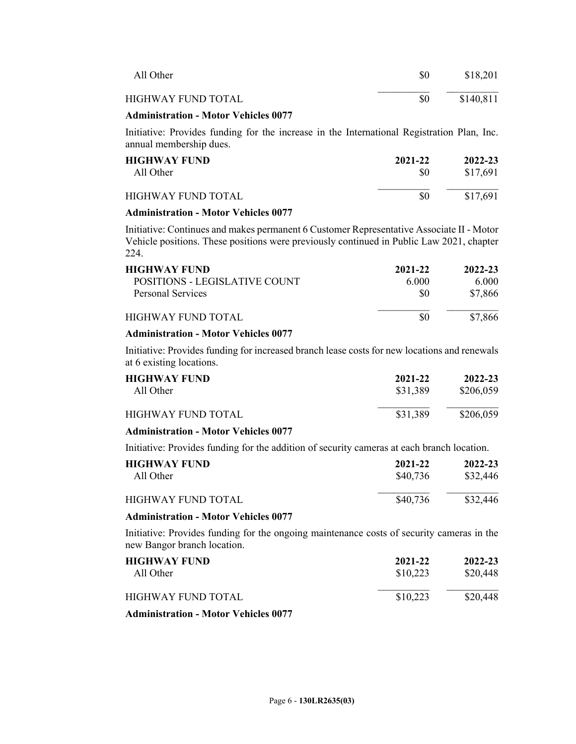| | | |
|---|---|---|
| All Other | $0 | $18,201 |
| HIGHWAY FUND TOTAL | $0 | $140,811 |

**Administration - Motor Vehicles 0077**

Initiative: Provides funding for the increase in the International Registration Plan, Inc. annual membership dues.

| HIGHWAY FUND | 2021-22 | 2022-23 |
|---|---|---|
| All Other | $0 | $17,691 |
| HIGHWAY FUND TOTAL | $0 | $17,691 |

**Administration - Motor Vehicles 0077**

Initiative: Continues and makes permanent 6 Customer Representative Associate II - Motor Vehicle positions. These positions were previously continued in Public Law 2021, chapter 224.

| HIGHWAY FUND | 2021-22 | 2022-23 |
|---|---|---|
| POSITIONS - LEGISLATIVE COUNT | 6.000 | 6.000 |
| Personal Services | $0 | $7,866 |
| HIGHWAY FUND TOTAL | $0 | $7,866 |

**Administration - Motor Vehicles 0077**

Initiative: Provides funding for increased branch lease costs for new locations and renewals at 6 existing locations.

| HIGHWAY FUND | 2021-22 | 2022-23 |
|---|---|---|
| All Other | $31,389 | $206,059 |
| HIGHWAY FUND TOTAL | $31,389 | $206,059 |

**Administration - Motor Vehicles 0077**

Initiative: Provides funding for the addition of security cameras at each branch location.

| HIGHWAY FUND | 2021-22 | 2022-23 |
|---|---|---|
| All Other | $40,736 | $32,446 |
| HIGHWAY FUND TOTAL | $40,736 | $32,446 |

**Administration - Motor Vehicles 0077**

Initiative: Provides funding for the ongoing maintenance costs of security cameras in the new Bangor branch location.

| HIGHWAY FUND | 2021-22 | 2022-23 |
|---|---|---|
| All Other | $10,223 | $20,448 |
| HIGHWAY FUND TOTAL | $10,223 | $20,448 |

**Administration - Motor Vehicles 0077**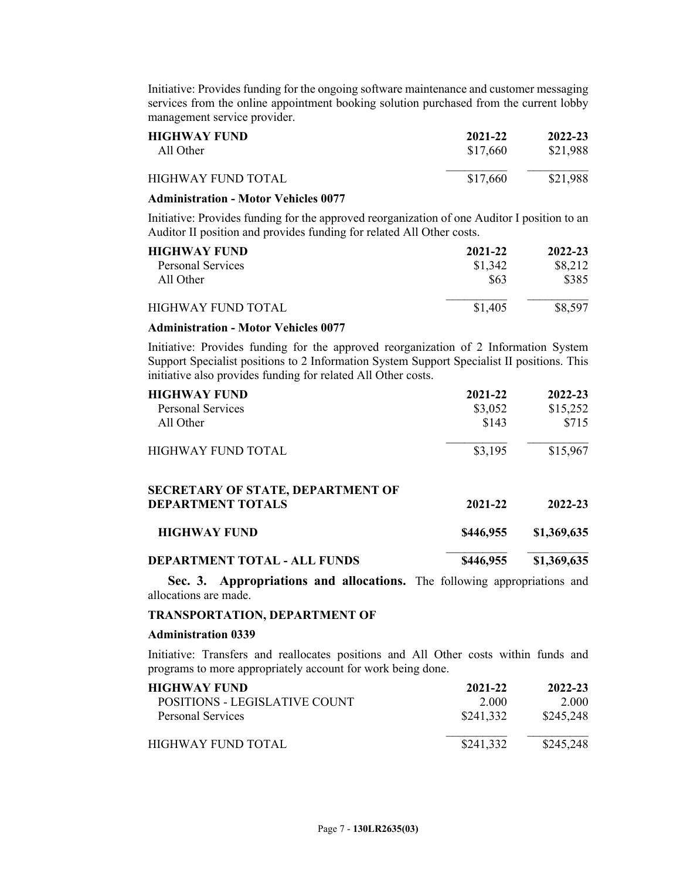Initiative: Provides funding for the ongoing software maintenance and customer messaging services from the online appointment booking solution purchased from the current lobby management service provider.

| HIGHWAY FUND | 2021-22 | 2022-23 |
|---|---|---|
| All Other | $17,660 | $21,988 |
| HIGHWAY FUND TOTAL | $17,660 | $21,988 |

**Administration - Motor Vehicles 0077**

Initiative: Provides funding for the approved reorganization of one Auditor I position to an Auditor II position and provides funding for related All Other costs.

| HIGHWAY FUND | 2021-22 | 2022-23 |
|---|---|---|
| Personal Services | $1,342 | $8,212 |
| All Other | $63 | $385 |
| HIGHWAY FUND TOTAL | $1,405 | $8,597 |

**Administration - Motor Vehicles 0077**

Initiative: Provides funding for the approved reorganization of 2 Information System Support Specialist positions to 2 Information System Support Specialist II positions. This initiative also provides funding for related All Other costs.

| HIGHWAY FUND | 2021-22 | 2022-23 |
|---|---|---|
| Personal Services | $3,052 | $15,252 |
| All Other | $143 | $715 |
| HIGHWAY FUND TOTAL | $3,195 | $15,967 |

| SECRETARY OF STATE, DEPARTMENT OF DEPARTMENT TOTALS | 2021-22 | 2022-23 |
|---|---|---|
| **HIGHWAY FUND** | **$446,955** | **$1,369,635** |
| **DEPARTMENT TOTAL - ALL FUNDS** | **$446,955** | **$1,369,635** |

**Sec. 3. Appropriations and allocations.** The following appropriations and allocations are made.

**TRANSPORTATION, DEPARTMENT OF**

**Administration 0339**

Initiative: Transfers and reallocates positions and All Other costs within funds and programs to more appropriately account for work being done.

| HIGHWAY FUND | 2021-22 | 2022-23 |
|---|---|---|
| POSITIONS - LEGISLATIVE COUNT | 2.000 | 2.000 |
| Personal Services | $241,332 | $245,248 |
| HIGHWAY FUND TOTAL | $241,332 | $245,248 |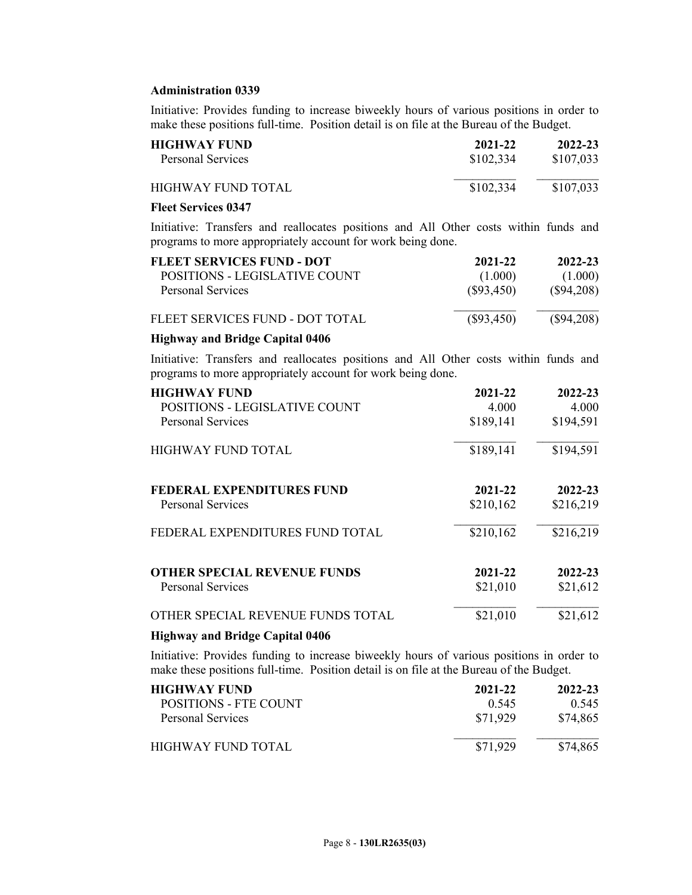**Administration 0339**

Initiative: Provides funding to increase biweekly hours of various positions in order to make these positions full-time. Position detail is on file at the Bureau of the Budget.

| HIGHWAY FUND | 2021-22 | 2022-23 |
|---|---|---|
| Personal Services | $102,334 | $107,033 |
| HIGHWAY FUND TOTAL | $102,334 | $107,033 |

**Fleet Services 0347**

Initiative: Transfers and reallocates positions and All Other costs within funds and programs to more appropriately account for work being done.

| FLEET SERVICES FUND - DOT | 2021-22 | 2022-23 |
|---|---|---|
| POSITIONS - LEGISLATIVE COUNT | (1.000) | (1.000) |
| Personal Services | ($93,450) | ($94,208) |
| FLEET SERVICES FUND - DOT TOTAL | ($93,450) | ($94,208) |

**Highway and Bridge Capital 0406**

Initiative: Transfers and reallocates positions and All Other costs within funds and programs to more appropriately account for work being done.

| HIGHWAY FUND | 2021-22 | 2022-23 |
|---|---|---|
| POSITIONS - LEGISLATIVE COUNT | 4.000 | 4.000 |
| Personal Services | $189,141 | $194,591 |
| HIGHWAY FUND TOTAL | $189,141 | $194,591 |

| FEDERAL EXPENDITURES FUND | 2021-22 | 2022-23 |
|---|---|---|
| Personal Services | $210,162 | $216,219 |
| FEDERAL EXPENDITURES FUND TOTAL | $210,162 | $216,219 |

| OTHER SPECIAL REVENUE FUNDS | 2021-22 | 2022-23 |
|---|---|---|
| Personal Services | $21,010 | $21,612 |
| OTHER SPECIAL REVENUE FUNDS TOTAL | $21,010 | $21,612 |

**Highway and Bridge Capital 0406**

Initiative: Provides funding to increase biweekly hours of various positions in order to make these positions full-time. Position detail is on file at the Bureau of the Budget.

| HIGHWAY FUND | 2021-22 | 2022-23 |
|---|---|---|
| POSITIONS - FTE COUNT | 0.545 | 0.545 |
| Personal Services | $71,929 | $74,865 |
| HIGHWAY FUND TOTAL | $71,929 | $74,865 |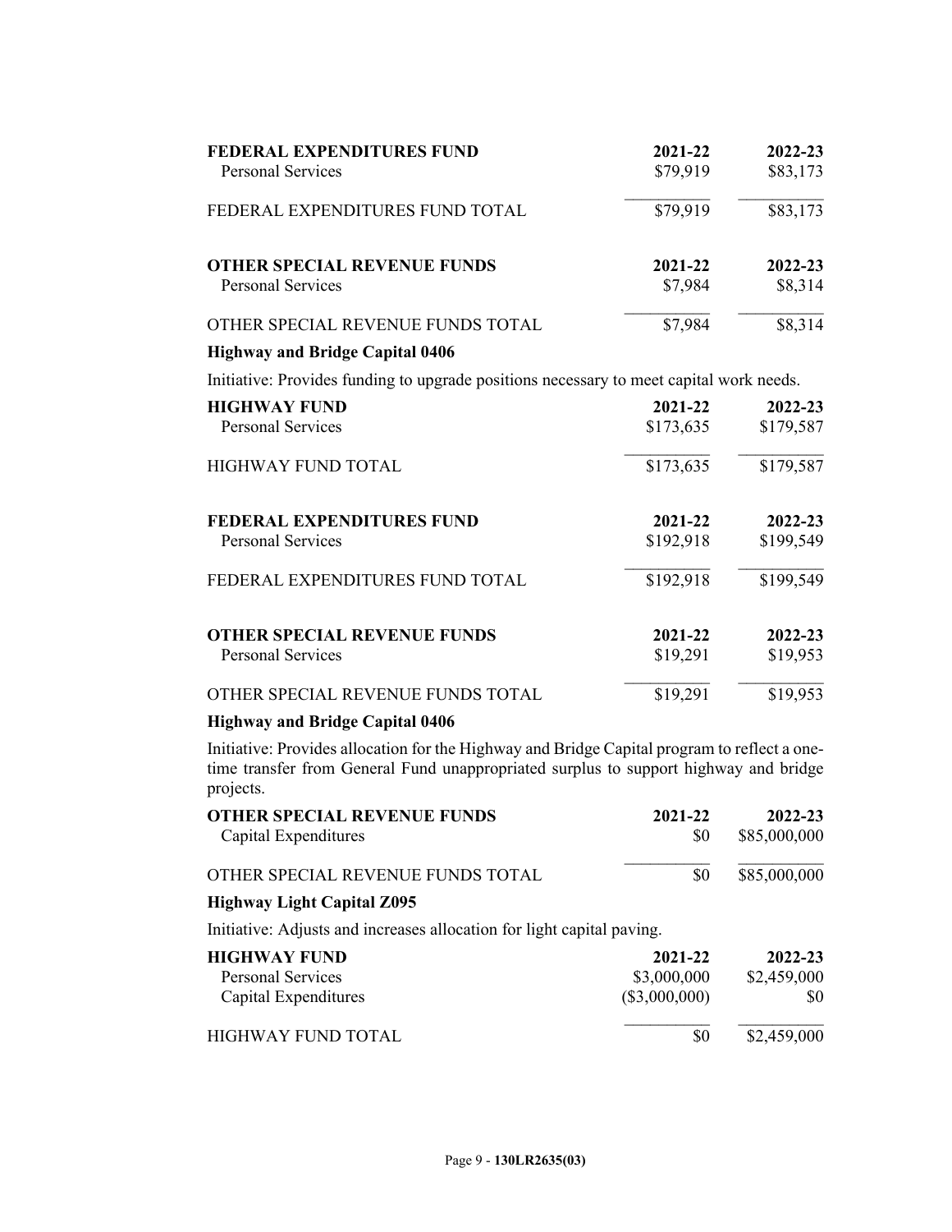| FEDERAL EXPENDITURES FUND | 2021-22 | 2022-23 |
|---|---|---|
| Personal Services | $79,919 | $83,173 |
| FEDERAL EXPENDITURES FUND TOTAL | $79,919 | $83,173 |

| OTHER SPECIAL REVENUE FUNDS | 2021-22 | 2022-23 |
|---|---|---|
| Personal Services | $7,984 | $8,314 |
| OTHER SPECIAL REVENUE FUNDS TOTAL | $7,984 | $8,314 |

**Highway and Bridge Capital 0406**

Initiative: Provides funding to upgrade positions necessary to meet capital work needs.

| HIGHWAY FUND | 2021-22 | 2022-23 |
|---|---|---|
| Personal Services | $173,635 | $179,587 |
| HIGHWAY FUND TOTAL | $173,635 | $179,587 |

| FEDERAL EXPENDITURES FUND | 2021-22 | 2022-23 |
|---|---|---|
| Personal Services | $192,918 | $199,549 |
| FEDERAL EXPENDITURES FUND TOTAL | $192,918 | $199,549 |

| OTHER SPECIAL REVENUE FUNDS | 2021-22 | 2022-23 |
|---|---|---|
| Personal Services | $19,291 | $19,953 |
| OTHER SPECIAL REVENUE FUNDS TOTAL | $19,291 | $19,953 |

**Highway and Bridge Capital 0406**

Initiative: Provides allocation for the Highway and Bridge Capital program to reflect a one-time transfer from General Fund unappropriated surplus to support highway and bridge projects.

| OTHER SPECIAL REVENUE FUNDS | 2021-22 | 2022-23 |
|---|---|---|
| Capital Expenditures | $0 | $85,000,000 |
| OTHER SPECIAL REVENUE FUNDS TOTAL | $0 | $85,000,000 |

**Highway Light Capital Z095**

Initiative: Adjusts and increases allocation for light capital paving.

| HIGHWAY FUND | 2021-22 | 2022-23 |
|---|---|---|
| Personal Services | $3,000,000 | $2,459,000 |
| Capital Expenditures | ($3,000,000) | $0 |
| HIGHWAY FUND TOTAL | $0 | $2,459,000 |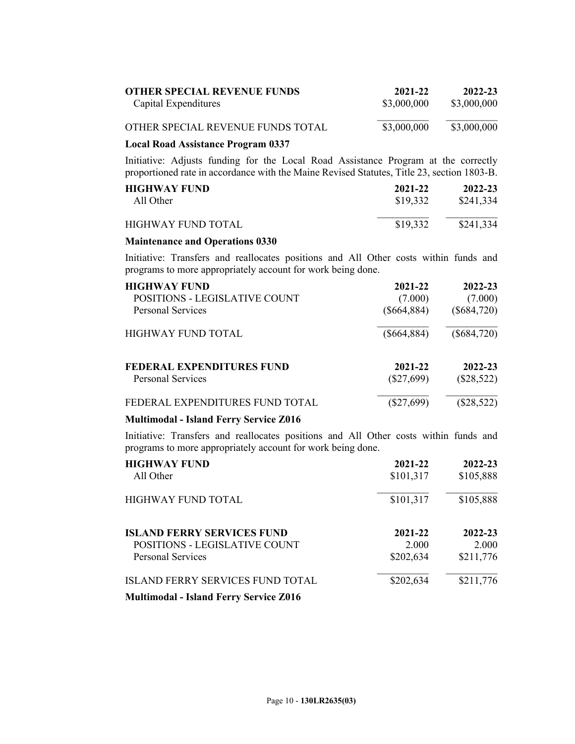| **OTHER SPECIAL REVENUE FUNDS** | **2021-22** | **2022-23** |
|---|---|---|
| Capital Expenditures | $3,000,000 | $3,000,000 |
| OTHER SPECIAL REVENUE FUNDS TOTAL | $3,000,000 | $3,000,000 |

**Local Road Assistance Program 0337**

Initiative: Adjusts funding for the Local Road Assistance Program at the correctly proportioned rate in accordance with the Maine Revised Statutes, Title 23, section 1803-B.

| **HIGHWAY FUND** | **2021-22** | **2022-23** |
|---|---|---|
| All Other | $19,332 | $241,334 |
| HIGHWAY FUND TOTAL | $19,332 | $241,334 |

**Maintenance and Operations 0330**

Initiative: Transfers and reallocates positions and All Other costs within funds and programs to more appropriately account for work being done.

| **HIGHWAY FUND** | **2021-22** | **2022-23** |
|---|---|---|
| POSITIONS - LEGISLATIVE COUNT | (7.000) | (7.000) |
| Personal Services | ($664,884) | ($684,720) |
| HIGHWAY FUND TOTAL | ($664,884) | ($684,720) |

| **FEDERAL EXPENDITURES FUND** | **2021-22** | **2022-23** |
|---|---|---|
| Personal Services | ($27,699) | ($28,522) |
| FEDERAL EXPENDITURES FUND TOTAL | ($27,699) | ($28,522) |

**Multimodal - Island Ferry Service Z016**

Initiative: Transfers and reallocates positions and All Other costs within funds and programs to more appropriately account for work being done.

| **HIGHWAY FUND** | **2021-22** | **2022-23** |
|---|---|---|
| All Other | $101,317 | $105,888 |
| HIGHWAY FUND TOTAL | $101,317 | $105,888 |

| **ISLAND FERRY SERVICES FUND** | **2021-22** | **2022-23** |
|---|---|---|
| POSITIONS - LEGISLATIVE COUNT | 2.000 | 2.000 |
| Personal Services | $202,634 | $211,776 |
| ISLAND FERRY SERVICES FUND TOTAL | $202,634 | $211,776 |

**Multimodal - Island Ferry Service Z016**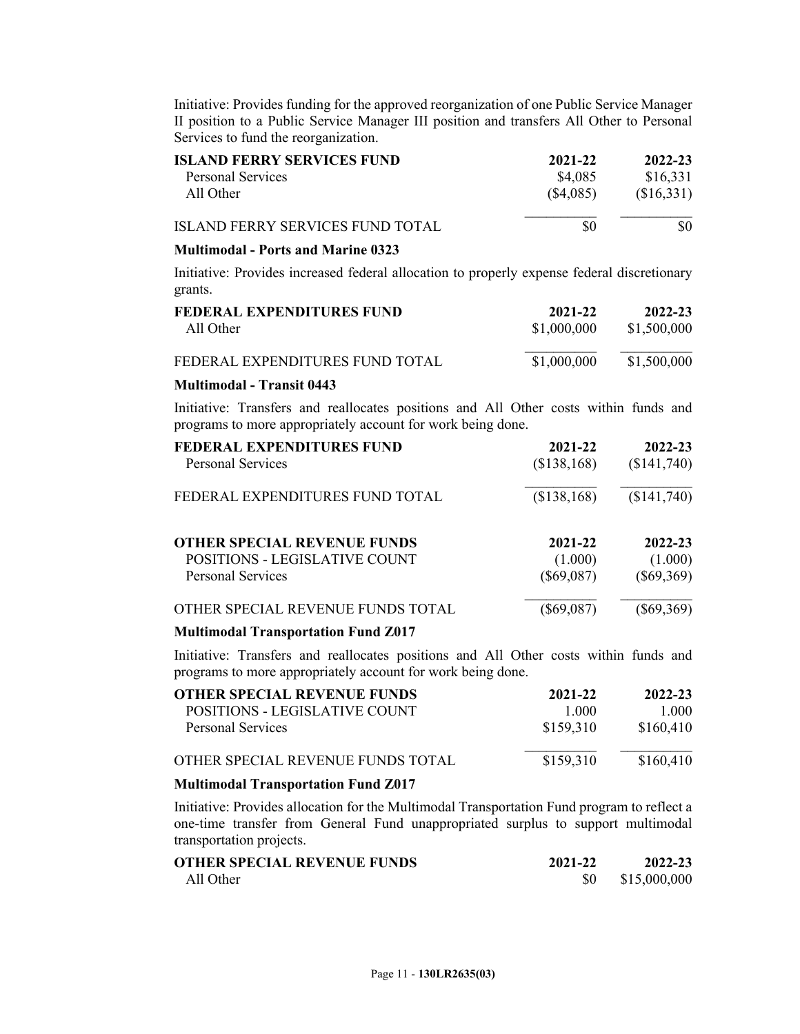Initiative: Provides funding for the approved reorganization of one Public Service Manager II position to a Public Service Manager III position and transfers All Other to Personal Services to fund the reorganization.

| ISLAND FERRY SERVICES FUND | 2021-22 | 2022-23 |
|---|---|---|
| Personal Services | $4,085 | $16,331 |
| All Other | ($4,085) | ($16,331) |
| ISLAND FERRY SERVICES FUND TOTAL | $0 | $0 |

**Multimodal - Ports and Marine 0323**

Initiative: Provides increased federal allocation to properly expense federal discretionary grants.

| FEDERAL EXPENDITURES FUND | 2021-22 | 2022-23 |
|---|---|---|
| All Other | $1,000,000 | $1,500,000 |
| FEDERAL EXPENDITURES FUND TOTAL | $1,000,000 | $1,500,000 |

**Multimodal - Transit 0443**

Initiative: Transfers and reallocates positions and All Other costs within funds and programs to more appropriately account for work being done.

| FEDERAL EXPENDITURES FUND | 2021-22 | 2022-23 |
|---|---|---|
| Personal Services | ($138,168) | ($141,740) |
| FEDERAL EXPENDITURES FUND TOTAL | ($138,168) | ($141,740) |

| OTHER SPECIAL REVENUE FUNDS | 2021-22 | 2022-23 |
|---|---|---|
| POSITIONS - LEGISLATIVE COUNT | (1.000) | (1.000) |
| Personal Services | ($69,087) | ($69,369) |
| OTHER SPECIAL REVENUE FUNDS TOTAL | ($69,087) | ($69,369) |

**Multimodal Transportation Fund Z017**

Initiative: Transfers and reallocates positions and All Other costs within funds and programs to more appropriately account for work being done.

| OTHER SPECIAL REVENUE FUNDS | 2021-22 | 2022-23 |
|---|---|---|
| POSITIONS - LEGISLATIVE COUNT | 1.000 | 1.000 |
| Personal Services | $159,310 | $160,410 |
| OTHER SPECIAL REVENUE FUNDS TOTAL | $159,310 | $160,410 |

**Multimodal Transportation Fund Z017**

Initiative: Provides allocation for the Multimodal Transportation Fund program to reflect a one-time transfer from General Fund unappropriated surplus to support multimodal transportation projects.

| OTHER SPECIAL REVENUE FUNDS | 2021-22 | 2022-23 |
|---|---|---|
| All Other | $0 | $15,000,000 |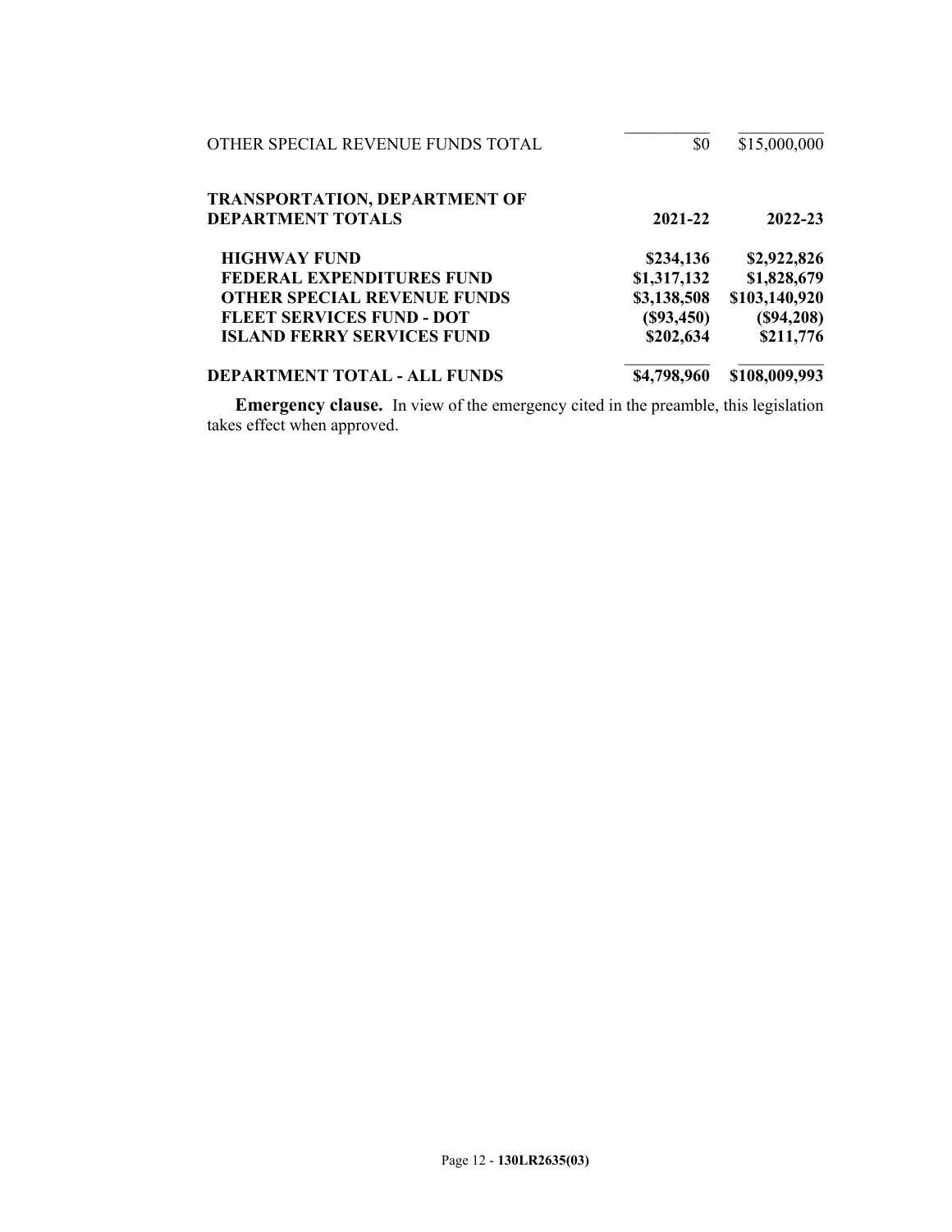| | | |
|---|---|---|
| OTHER SPECIAL REVENUE FUNDS TOTAL | $0 | $15,000,000 |

| **TRANSPORTATION, DEPARTMENT OF DEPARTMENT TOTALS** | **2021-22** | **2022-23** |
|---|---|---|
| **HIGHWAY FUND** | **$234,136** | **$2,922,826** |
| **FEDERAL EXPENDITURES FUND** | **$1,317,132** | **$1,828,679** |
| **OTHER SPECIAL REVENUE FUNDS** | **$3,138,508** | **$103,140,920** |
| **FLEET SERVICES FUND - DOT** | **($93,450)** | **($94,208)** |
| **ISLAND FERRY SERVICES FUND** | **$202,634** | **$211,776** |
| **DEPARTMENT TOTAL - ALL FUNDS** | **$4,798,960** | **$108,009,993** |

**Emergency clause.** In view of the emergency cited in the preamble, this legislation takes effect when approved.